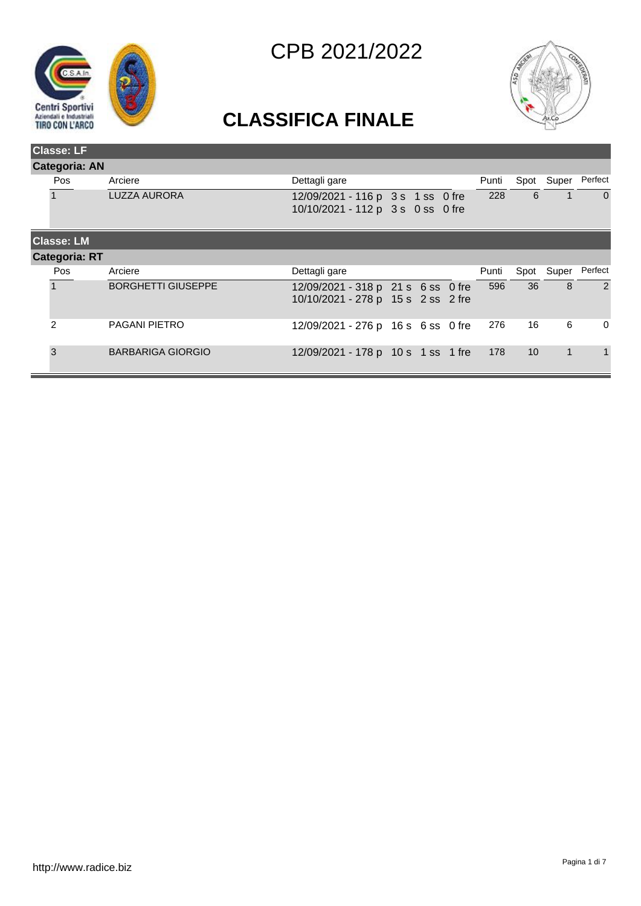# CPB 2021/2022

## CLASSIFICA FINALE

**Classe: LF**

**Categoria: AN**

| Pos | Arciere | Dettagli gare | Punti | Spot | Super | Perfect |
|---|---|---|---|---|---|---|
| 1 | LUZZA AURORA | 12/09/2021 - 116 p 3 s 1 ss 0 fre<br>10/10/2021 - 112 p 3 s 0 ss 0 fre | 228 | 6 | 1 | 0 |

**Classe: LM**

**Categoria: RT**

| Pos | Arciere | Dettagli gare | Punti | Spot | Super | Perfect |
|---|---|---|---|---|---|---|
| 1 | BORGHETTI GIUSEPPE | 12/09/2021 - 318 p 21 s 6 ss 0 fre<br>10/10/2021 - 278 p 15 s 2 ss 2 fre | 596 | 36 | 8 | 2 |
| 2 | PAGANI PIETRO | 12/09/2021 - 276 p 16 s 6 ss 0 fre | 276 | 16 | 6 | 0 |
| 3 | BARBARIGA GIORGIO | 12/09/2021 - 178 p 10 s 1 ss 1 fre | 178 | 10 | 1 | 1 |

http://www.radice.biz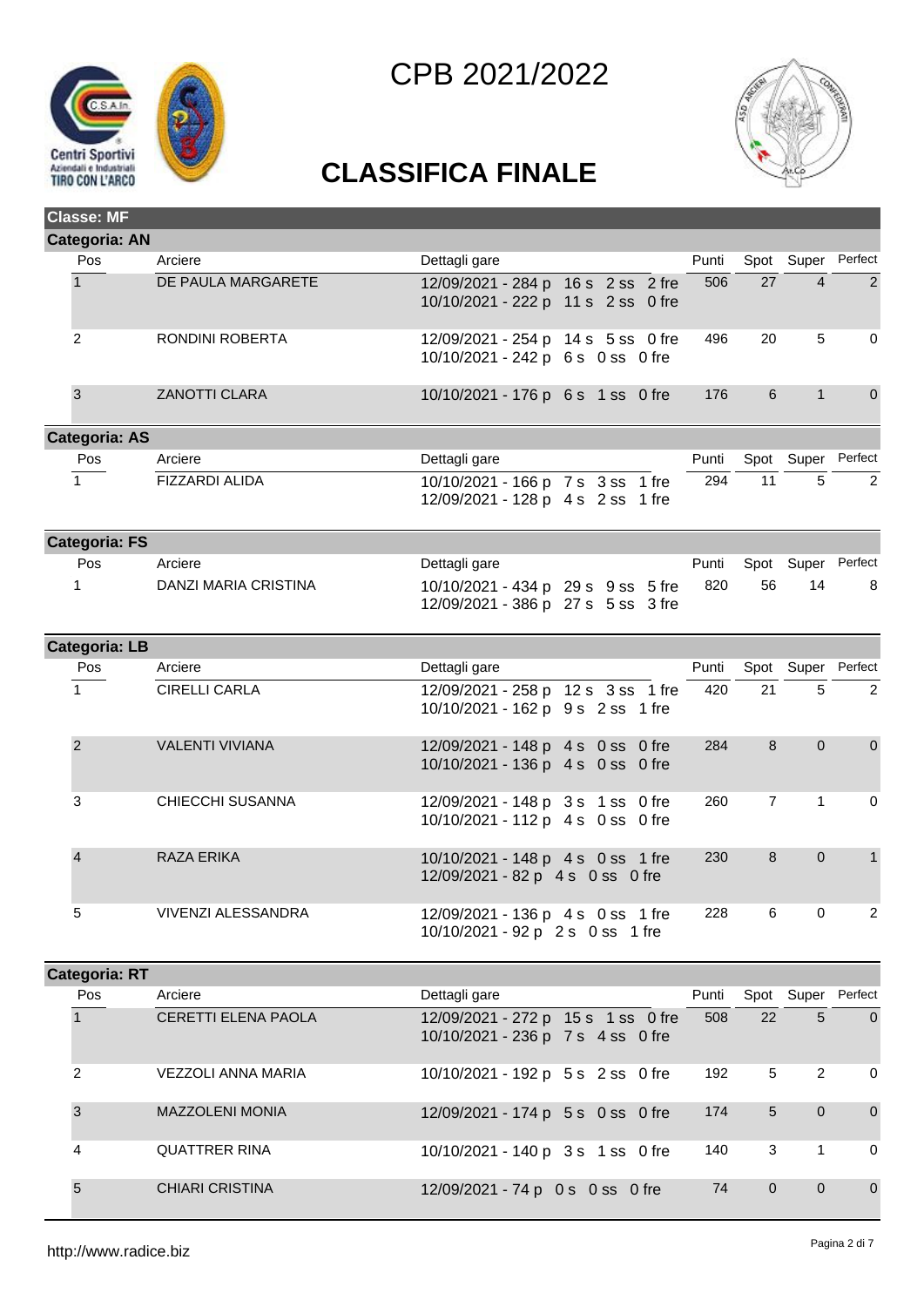# CPB 2021/2022

## CLASSIFICA FINALE

### Classe: MF

#### Categoria: AN

| Pos | Arciere | Dettagli gare | Punti | Spot | Super | Perfect |
|---|---|---|---|---|---|---|
| 1 | DE PAULA MARGARETE | 12/09/2021 - 284 p 16 s 2 ss 2 fre<br>10/10/2021 - 222 p 11 s 2 ss 0 fre | 506 | 27 | 4 | 2 |
| 2 | RONDINI ROBERTA | 12/09/2021 - 254 p 14 s 5 ss 0 fre<br>10/10/2021 - 242 p 6 s 0 ss 0 fre | 496 | 20 | 5 | 0 |
| 3 | ZANOTTI CLARA | 10/10/2021 - 176 p 6 s 1 ss 0 fre | 176 | 6 | 1 | 0 |

#### Categoria: AS

| Pos | Arciere | Dettagli gare | Punti | Spot | Super | Perfect |
|---|---|---|---|---|---|---|
| 1 | FIZZARDI ALIDA | 10/10/2021 - 166 p 7 s 3 ss 1 fre<br>12/09/2021 - 128 p 4 s 2 ss 1 fre | 294 | 11 | 5 | 2 |

#### Categoria: FS

| Pos | Arciere | Dettagli gare | Punti | Spot | Super | Perfect |
|---|---|---|---|---|---|---|
| 1 | DANZI MARIA CRISTINA | 10/10/2021 - 434 p 29 s 9 ss 5 fre<br>12/09/2021 - 386 p 27 s 5 ss 3 fre | 820 | 56 | 14 | 8 |

#### Categoria: LB

| Pos | Arciere | Dettagli gare | Punti | Spot | Super | Perfect |
|---|---|---|---|---|---|---|
| 1 | CIRELLI CARLA | 12/09/2021 - 258 p 12 s 3 ss 1 fre<br>10/10/2021 - 162 p 9 s 2 ss 1 fre | 420 | 21 | 5 | 2 |
| 2 | VALENTI VIVIANA | 12/09/2021 - 148 p 4 s 0 ss 0 fre<br>10/10/2021 - 136 p 4 s 0 ss 0 fre | 284 | 8 | 0 | 0 |
| 3 | CHIECCHI SUSANNA | 12/09/2021 - 148 p 3 s 1 ss 0 fre<br>10/10/2021 - 112 p 4 s 0 ss 0 fre | 260 | 7 | 1 | 0 |
| 4 | RAZA ERIKA | 10/10/2021 - 148 p 4 s 0 ss 1 fre<br>12/09/2021 - 82 p 4 s 0 ss 0 fre | 230 | 8 | 0 | 1 |
| 5 | VIVENZI ALESSANDRA | 12/09/2021 - 136 p 4 s 0 ss 1 fre<br>10/10/2021 - 92 p 2 s 0 ss 1 fre | 228 | 6 | 0 | 2 |

#### Categoria: RT

| Pos | Arciere | Dettagli gare | Punti | Spot | Super | Perfect |
|---|---|---|---|---|---|---|
| 1 | CERETTI ELENA PAOLA | 12/09/2021 - 272 p 15 s 1 ss 0 fre<br>10/10/2021 - 236 p 7 s 4 ss 0 fre | 508 | 22 | 5 | 0 |
| 2 | VEZZOLI ANNA MARIA | 10/10/2021 - 192 p 5 s 2 ss 0 fre | 192 | 5 | 2 | 0 |
| 3 | MAZZOLENI MONIA | 12/09/2021 - 174 p 5 s 0 ss 0 fre | 174 | 5 | 0 | 0 |
| 4 | QUATTRER RINA | 10/10/2021 - 140 p 3 s 1 ss 0 fre | 140 | 3 | 1 | 0 |
| 5 | CHIARI CRISTINA | 12/09/2021 - 74 p 0 s 0 ss 0 fre | 74 | 0 | 0 | 0 |

http://www.radice.biz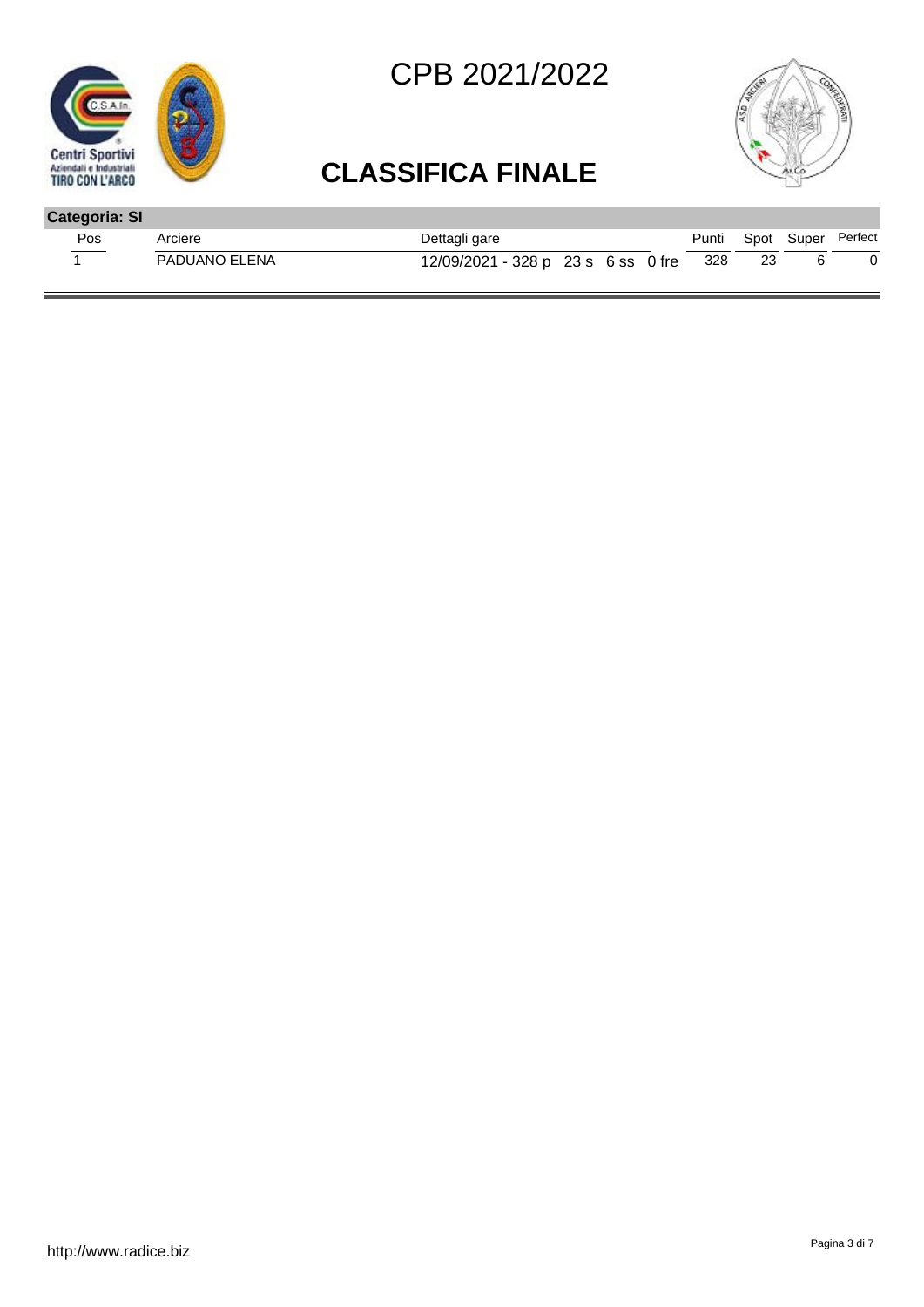# CPB 2021/2022

## CLASSIFICA FINALE

**Categoria: SI**

| Pos | Arciere | Dettagli gare | Punti | Spot | Super | Perfect |
|---|---|---|---|---|---|---|
| 1 | PADUANO ELENA | 12/09/2021 - 328 p 23 s 6 ss 0 fre | 328 | 23 | 6 | 0 |

http://www.radice.biz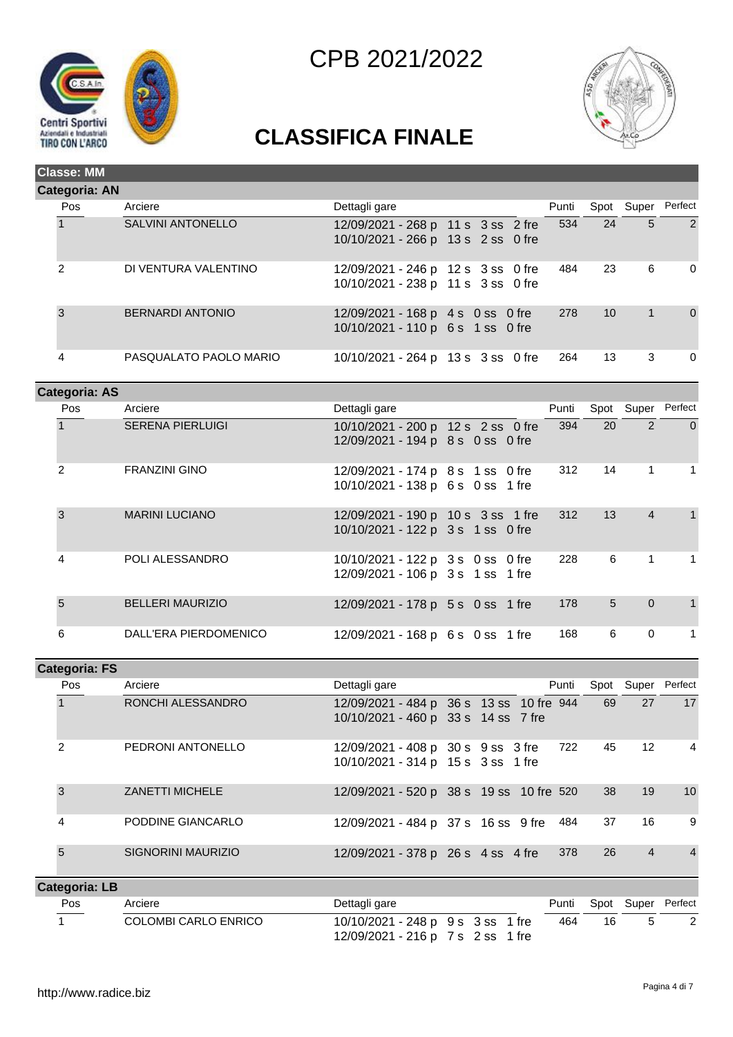# CPB 2021/2022

## CLASSIFICA FINALE

**Classe: MM**

**Categoria: AN**

| Pos | Arciere | Dettagli gare | Punti | Spot | Super | Perfect |
|---|---|---|---|---|---|---|
| 1 | SALVINI ANTONELLO | 12/09/2021 - 268 p 11 s 3 ss 2 fre<br>10/10/2021 - 266 p 13 s 2 ss 0 fre | 534 | 24 | 5 | 2 |
| 2 | DI VENTURA VALENTINO | 12/09/2021 - 246 p 12 s 3 ss 0 fre<br>10/10/2021 - 238 p 11 s 3 ss 0 fre | 484 | 23 | 6 | 0 |
| 3 | BERNARDI ANTONIO | 12/09/2021 - 168 p 4 s 0 ss 0 fre<br>10/10/2021 - 110 p 6 s 1 ss 0 fre | 278 | 10 | 1 | 0 |
| 4 | PASQUALATO PAOLO MARIO | 10/10/2021 - 264 p 13 s 3 ss 0 fre | 264 | 13 | 3 | 0 |

**Categoria: AS**

| Pos | Arciere | Dettagli gare | Punti | Spot | Super | Perfect |
|---|---|---|---|---|---|---|
| 1 | SERENA PIERLUIGI | 10/10/2021 - 200 p 12 s 2 ss 0 fre<br>12/09/2021 - 194 p 8 s 0 ss 0 fre | 394 | 20 | 2 | 0 |
| 2 | FRANZINI GINO | 12/09/2021 - 174 p 8 s 1 ss 0 fre<br>10/10/2021 - 138 p 6 s 0 ss 1 fre | 312 | 14 | 1 | 1 |
| 3 | MARINI LUCIANO | 12/09/2021 - 190 p 10 s 3 ss 1 fre<br>10/10/2021 - 122 p 3 s 1 ss 0 fre | 312 | 13 | 4 | 1 |
| 4 | POLI ALESSANDRO | 10/10/2021 - 122 p 3 s 0 ss 0 fre<br>12/09/2021 - 106 p 3 s 1 ss 1 fre | 228 | 6 | 1 | 1 |
| 5 | BELLERI MAURIZIO | 12/09/2021 - 178 p 5 s 0 ss 1 fre | 178 | 5 | 0 | 1 |
| 6 | DALL'ERA PIERDOMENICO | 12/09/2021 - 168 p 6 s 0 ss 1 fre | 168 | 6 | 0 | 1 |

**Categoria: FS**

| Pos | Arciere | Dettagli gare | Punti | Spot | Super | Perfect |
|---|---|---|---|---|---|---|
| 1 | RONCHI ALESSANDRO | 12/09/2021 - 484 p 36 s 13 ss 10 fre<br>10/10/2021 - 460 p 33 s 14 ss 7 fre | 944 | 69 | 27 | 17 |
| 2 | PEDRONI ANTONELLO | 12/09/2021 - 408 p 30 s 9 ss 3 fre<br>10/10/2021 - 314 p 15 s 3 ss 1 fre | 722 | 45 | 12 | 4 |
| 3 | ZANETTI MICHELE | 12/09/2021 - 520 p 38 s 19 ss 10 fre | 520 | 38 | 19 | 10 |
| 4 | PODDINE GIANCARLO | 12/09/2021 - 484 p 37 s 16 ss 9 fre | 484 | 37 | 16 | 9 |
| 5 | SIGNORINI MAURIZIO | 12/09/2021 - 378 p 26 s 4 ss 4 fre | 378 | 26 | 4 | 4 |

**Categoria: LB**

| Pos | Arciere | Dettagli gare | Punti | Spot | Super | Perfect |
|---|---|---|---|---|---|---|
| 1 | COLOMBI CARLO ENRICO | 10/10/2021 - 248 p 9 s 3 ss 1 fre<br>12/09/2021 - 216 p 7 s 2 ss 1 fre | 464 | 16 | 5 | 2 |

http://www.radice.biz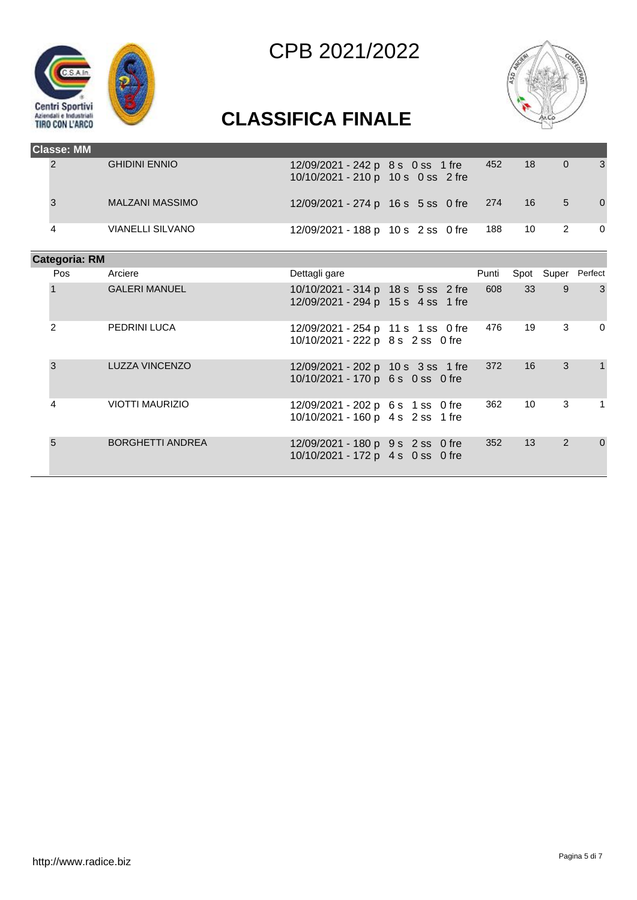# CPB 2021/2022

## CLASSIFICA FINALE

**Classe: MM**

| Pos | Arciere | Dettagli gare | Punti | Spot | Super | Perfect |
|---|---|---|---|---|---|---|
| 2 | GHIDINI ENNIO | 12/09/2021 - 242 p 8 s 0 ss 1 fre<br>10/10/2021 - 210 p 10 s 0 ss 2 fre | 452 | 18 | 0 | 3 |
| 3 | MALZANI MASSIMO | 12/09/2021 - 274 p 16 s 5 ss 0 fre | 274 | 16 | 5 | 0 |
| 4 | VIANELLI SILVANO | 12/09/2021 - 188 p 10 s 2 ss 0 fre | 188 | 10 | 2 | 0 |

**Categoria: RM**

| Pos | Arciere | Dettagli gare | Punti | Spot | Super | Perfect |
|---|---|---|---|---|---|---|
| 1 | GALERI MANUEL | 10/10/2021 - 314 p 18 s 5 ss 2 fre<br>12/09/2021 - 294 p 15 s 4 ss 1 fre | 608 | 33 | 9 | 3 |
| 2 | PEDRINI LUCA | 12/09/2021 - 254 p 11 s 1 ss 0 fre<br>10/10/2021 - 222 p 8 s 2 ss 0 fre | 476 | 19 | 3 | 0 |
| 3 | LUZZA VINCENZO | 12/09/2021 - 202 p 10 s 3 ss 1 fre<br>10/10/2021 - 170 p 6 s 0 ss 0 fre | 372 | 16 | 3 | 1 |
| 4 | VIOTTI MAURIZIO | 12/09/2021 - 202 p 6 s 1 ss 0 fre<br>10/10/2021 - 160 p 4 s 2 ss 1 fre | 362 | 10 | 3 | 1 |
| 5 | BORGHETTI ANDREA | 12/09/2021 - 180 p 9 s 2 ss 0 fre<br>10/10/2021 - 172 p 4 s 0 ss 0 fre | 352 | 13 | 2 | 0 |

http://www.radice.biz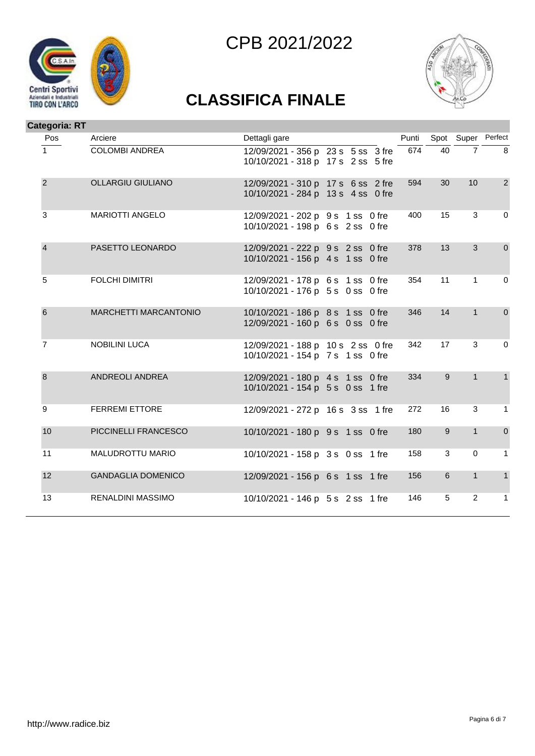# CPB 2021/2022

## CLASSIFICA FINALE

**Categoria: RT**

| Pos | Arciere | Dettagli gare | Punti | Spot | Super | Perfect |
|---|---|---|---|---|---|---|
| 1 | COLOMBI ANDREA | 12/09/2021 - 356 p 23 s 5 ss 3 fre<br>10/10/2021 - 318 p 17 s 2 ss 5 fre | 674 | 40 | 7 | 8 |
| 2 | OLLARGIU GIULIANO | 12/09/2021 - 310 p 17 s 6 ss 2 fre<br>10/10/2021 - 284 p 13 s 4 ss 0 fre | 594 | 30 | 10 | 2 |
| 3 | MARIOTTI ANGELO | 12/09/2021 - 202 p 9 s 1 ss 0 fre<br>10/10/2021 - 198 p 6 s 2 ss 0 fre | 400 | 15 | 3 | 0 |
| 4 | PASETTO LEONARDO | 12/09/2021 - 222 p 9 s 2 ss 0 fre<br>10/10/2021 - 156 p 4 s 1 ss 0 fre | 378 | 13 | 3 | 0 |
| 5 | FOLCHI DIMITRI | 12/09/2021 - 178 p 6 s 1 ss 0 fre<br>10/10/2021 - 176 p 5 s 0 ss 0 fre | 354 | 11 | 1 | 0 |
| 6 | MARCHETTI MARCANTONIO | 10/10/2021 - 186 p 8 s 1 ss 0 fre<br>12/09/2021 - 160 p 6 s 0 ss 0 fre | 346 | 14 | 1 | 0 |
| 7 | NOBILINI LUCA | 12/09/2021 - 188 p 10 s 2 ss 0 fre<br>10/10/2021 - 154 p 7 s 1 ss 0 fre | 342 | 17 | 3 | 0 |
| 8 | ANDREOLI ANDREA | 12/09/2021 - 180 p 4 s 1 ss 0 fre<br>10/10/2021 - 154 p 5 s 0 ss 1 fre | 334 | 9 | 1 | 1 |
| 9 | FERREMI ETTORE | 12/09/2021 - 272 p 16 s 3 ss 1 fre | 272 | 16 | 3 | 1 |
| 10 | PICCINELLI FRANCESCO | 10/10/2021 - 180 p 9 s 1 ss 0 fre | 180 | 9 | 1 | 0 |
| 11 | MALUDROTTU MARIO | 10/10/2021 - 158 p 3 s 0 ss 1 fre | 158 | 3 | 0 | 1 |
| 12 | GANDAGLIA DOMENICO | 12/09/2021 - 156 p 6 s 1 ss 1 fre | 156 | 6 | 1 | 1 |
| 13 | RENALDINI MASSIMO | 10/10/2021 - 146 p 5 s 2 ss 1 fre | 146 | 5 | 2 | 1 |

http://www.radice.biz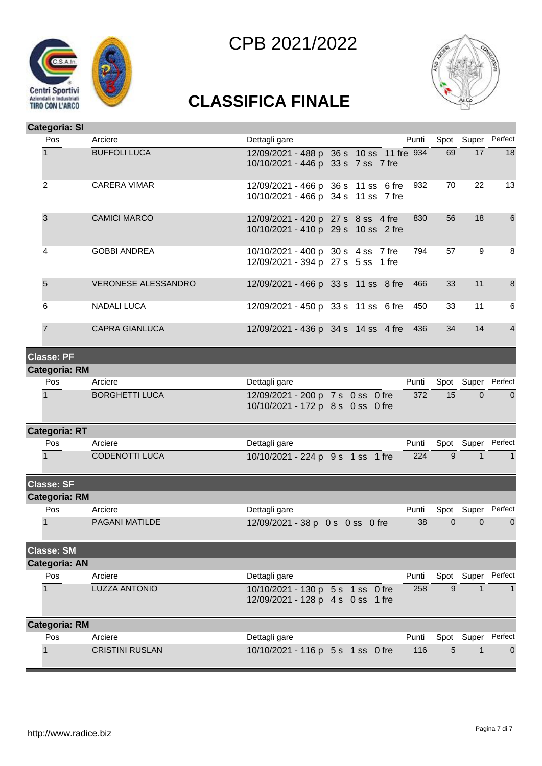# CPB 2021/2022

## CLASSIFICA FINALE

**Categoria: SI**

| Pos | Arciere | Dettagli gare | Punti | Spot | Super | Perfect |
|---|---|---|---|---|---|---|
| 1 | BUFFOLI LUCA | 12/09/2021 - 488 p 36 s 10 ss 11 fre<br>10/10/2021 - 446 p 33 s 7 ss 7 fre | 934 | 69 | 17 | 18 |
| 2 | CARERA VIMAR | 12/09/2021 - 466 p 36 s 11 ss 6 fre<br>10/10/2021 - 466 p 34 s 11 ss 7 fre | 932 | 70 | 22 | 13 |
| 3 | CAMICI MARCO | 12/09/2021 - 420 p 27 s 8 ss 4 fre<br>10/10/2021 - 410 p 29 s 10 ss 2 fre | 830 | 56 | 18 | 6 |
| 4 | GOBBI ANDREA | 10/10/2021 - 400 p 30 s 4 ss 7 fre<br>12/09/2021 - 394 p 27 s 5 ss 1 fre | 794 | 57 | 9 | 8 |
| 5 | VERONESE ALESSANDRO | 12/09/2021 - 466 p 33 s 11 ss 8 fre | 466 | 33 | 11 | 8 |
| 6 | NADALI LUCA | 12/09/2021 - 450 p 33 s 11 ss 6 fre | 450 | 33 | 11 | 6 |
| 7 | CAPRA GIANLUCA | 12/09/2021 - 436 p 34 s 14 ss 4 fre | 436 | 34 | 14 | 4 |

### Classe: PF

**Categoria: RM**

| Pos | Arciere | Dettagli gare | Punti | Spot | Super | Perfect |
|---|---|---|---|---|---|---|
| 1 | BORGHETTI LUCA | 12/09/2021 - 200 p 7 s 0 ss 0 fre<br>10/10/2021 - 172 p 8 s 0 ss 0 fre | 372 | 15 | 0 | 0 |

**Categoria: RT**

| Pos | Arciere | Dettagli gare | Punti | Spot | Super | Perfect |
|---|---|---|---|---|---|---|
| 1 | CODENOTTI LUCA | 10/10/2021 - 224 p 9 s 1 ss 1 fre | 224 | 9 | 1 | 1 |

### Classe: SF

**Categoria: RM**

| Pos | Arciere | Dettagli gare | Punti | Spot | Super | Perfect |
|---|---|---|---|---|---|---|
| 1 | PAGANI MATILDE | 12/09/2021 - 38 p 0 s 0 ss 0 fre | 38 | 0 | 0 | 0 |

### Classe: SM

**Categoria: AN**

| Pos | Arciere | Dettagli gare | Punti | Spot | Super | Perfect |
|---|---|---|---|---|---|---|
| 1 | LUZZA ANTONIO | 10/10/2021 - 130 p 5 s 1 ss 0 fre<br>12/09/2021 - 128 p 4 s 0 ss 1 fre | 258 | 9 | 1 | 1 |

**Categoria: RM**

| Pos | Arciere | Dettagli gare | Punti | Spot | Super | Perfect |
|---|---|---|---|---|---|---|
| 1 | CRISTINI RUSLAN | 10/10/2021 - 116 p 5 s 1 ss 0 fre | 116 | 5 | 1 | 0 |

http://www.radice.biz